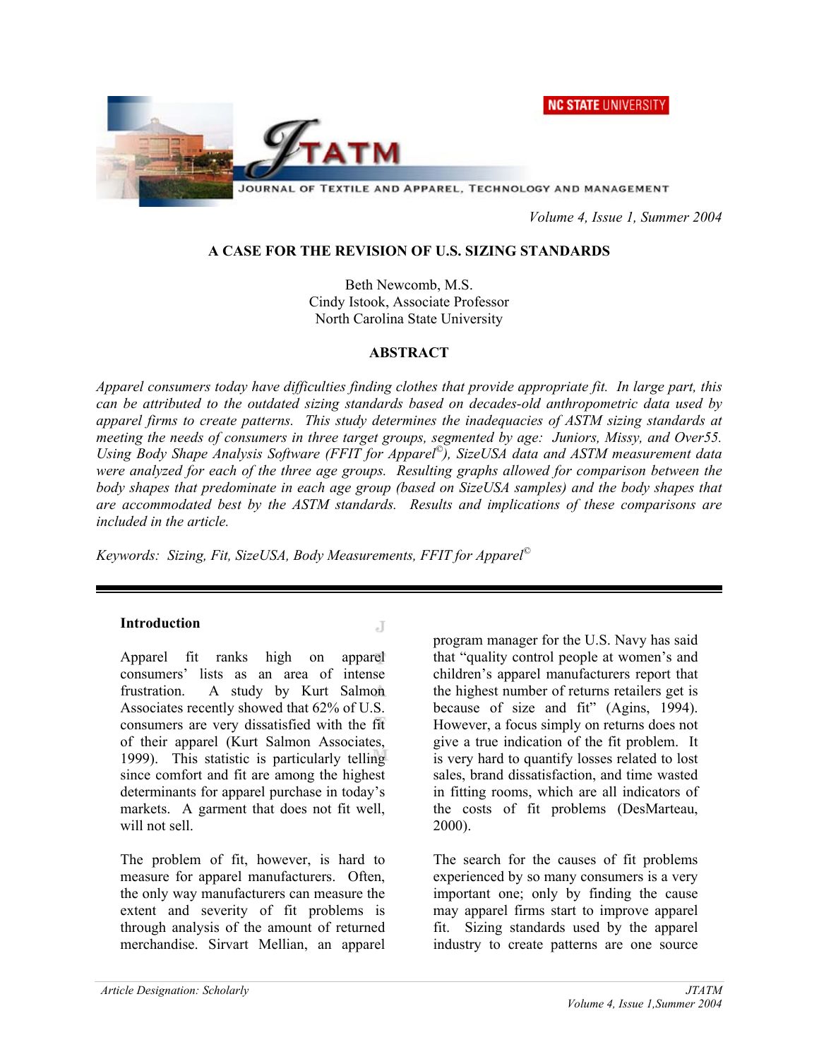# A CASE FOR THE REVISION OF U.S. SIZING STANDARDS

Beth Newcomb, M.S.
Cindy Istook, Associate Professor
North Carolina State University

## ABSTRACT

*Apparel consumers today have difficulties finding clothes that provide appropriate fit. In large part, this can be attributed to the outdated sizing standards based on decades-old anthropometric data used by apparel firms to create patterns. This study determines the inadequacies of ASTM sizing standards at meeting the needs of consumers in three target groups, segmented by age: Juniors, Missy, and Over55. Using Body Shape Analysis Software (FFIT for Apparel©), SizeUSA data and ASTM measurement data were analyzed for each of the three age groups. Resulting graphs allowed for comparison between the body shapes that predominate in each age group (based on SizeUSA samples) and the body shapes that are accommodated best by the ASTM standards. Results and implications of these comparisons are included in the article.*

*Keywords: Sizing, Fit, SizeUSA, Body Measurements, FFIT for Apparel©*

### Introduction

Apparel fit ranks high on apparel consumers' lists as an area of intense frustration. A study by Kurt Salmon Associates recently showed that 62% of U.S. consumers are very dissatisfied with the fit of their apparel (Kurt Salmon Associates, 1999). This statistic is particularly telling since comfort and fit are among the highest determinants for apparel purchase in today's markets. A garment that does not fit well, will not sell.

The problem of fit, however, is hard to measure for apparel manufacturers. Often, the only way manufacturers can measure the extent and severity of fit problems is through analysis of the amount of returned merchandise. Sirvart Mellian, an apparel program manager for the U.S. Navy has said that "quality control people at women's and children's apparel manufacturers report that the highest number of returns retailers get is because of size and fit" (Agins, 1994). However, a focus simply on returns does not give a true indication of the fit problem. It is very hard to quantify losses related to lost sales, brand dissatisfaction, and time wasted in fitting rooms, which are all indicators of the costs of fit problems (DesMarteau, 2000).

The search for the causes of fit problems experienced by so many consumers is a very important one; only by finding the cause may apparel firms start to improve apparel fit. Sizing standards used by the apparel industry to create patterns are one source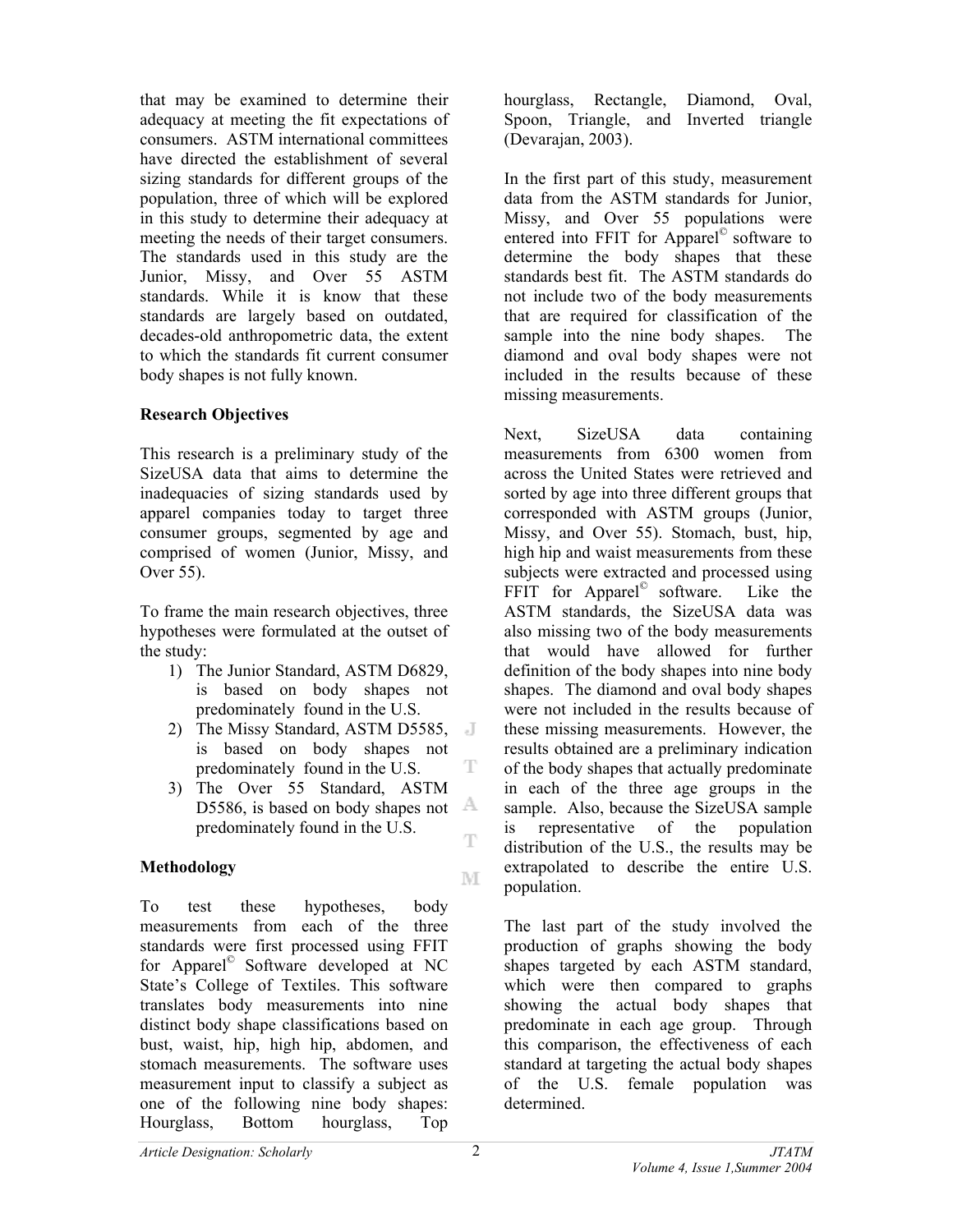that may be examined to determine their adequacy at meeting the fit expectations of consumers. ASTM international committees have directed the establishment of several sizing standards for different groups of the population, three of which will be explored in this study to determine their adequacy at meeting the needs of their target consumers. The standards used in this study are the Junior, Missy, and Over 55 ASTM standards. While it is know that these standards are largely based on outdated, decades-old anthropometric data, the extent to which the standards fit current consumer body shapes is not fully known.

**Research Objectives**

This research is a preliminary study of the SizeUSA data that aims to determine the inadequacies of sizing standards used by apparel companies today to target three consumer groups, segmented by age and comprised of women (Junior, Missy, and Over 55).

To frame the main research objectives, three hypotheses were formulated at the outset of the study:

1) The Junior Standard, ASTM D6829, is based on body shapes not predominately found in the U.S.
2) The Missy Standard, ASTM D5585, is based on body shapes not predominately found in the U.S.
3) The Over 55 Standard, ASTM D5586, is based on body shapes not predominately found in the U.S.

**Methodology**

To test these hypotheses, body measurements from each of the three standards were first processed using FFIT for Apparel© Software developed at NC State's College of Textiles. This software translates body measurements into nine distinct body shape classifications based on bust, waist, hip, high hip, abdomen, and stomach measurements. The software uses measurement input to classify a subject as one of the following nine body shapes: Hourglass, Bottom hourglass, Top hourglass, Rectangle, Diamond, Oval, Spoon, Triangle, and Inverted triangle (Devarajan, 2003).

In the first part of this study, measurement data from the ASTM standards for Junior, Missy, and Over 55 populations were entered into FFIT for Apparel© software to determine the body shapes that these standards best fit. The ASTM standards do not include two of the body measurements that are required for classification of the sample into the nine body shapes. The diamond and oval body shapes were not included in the results because of these missing measurements.

Next, SizeUSA data containing measurements from 6300 women from across the United States were retrieved and sorted by age into three different groups that corresponded with ASTM groups (Junior, Missy, and Over 55). Stomach, bust, hip, high hip and waist measurements from these subjects were extracted and processed using FFIT for Apparel© software. Like the ASTM standards, the SizeUSA data was also missing two of the body measurements that would have allowed for further definition of the body shapes into nine body shapes. The diamond and oval body shapes were not included in the results because of these missing measurements. However, the results obtained are a preliminary indication of the body shapes that actually predominate in each of the three age groups in the sample. Also, because the SizeUSA sample is representative of the population distribution of the U.S., the results may be extrapolated to describe the entire U.S. population.

The last part of the study involved the production of graphs showing the body shapes targeted by each ASTM standard, which were then compared to graphs showing the actual body shapes that predominate in each age group. Through this comparison, the effectiveness of each standard at targeting the actual body shapes of the U.S. female population was determined.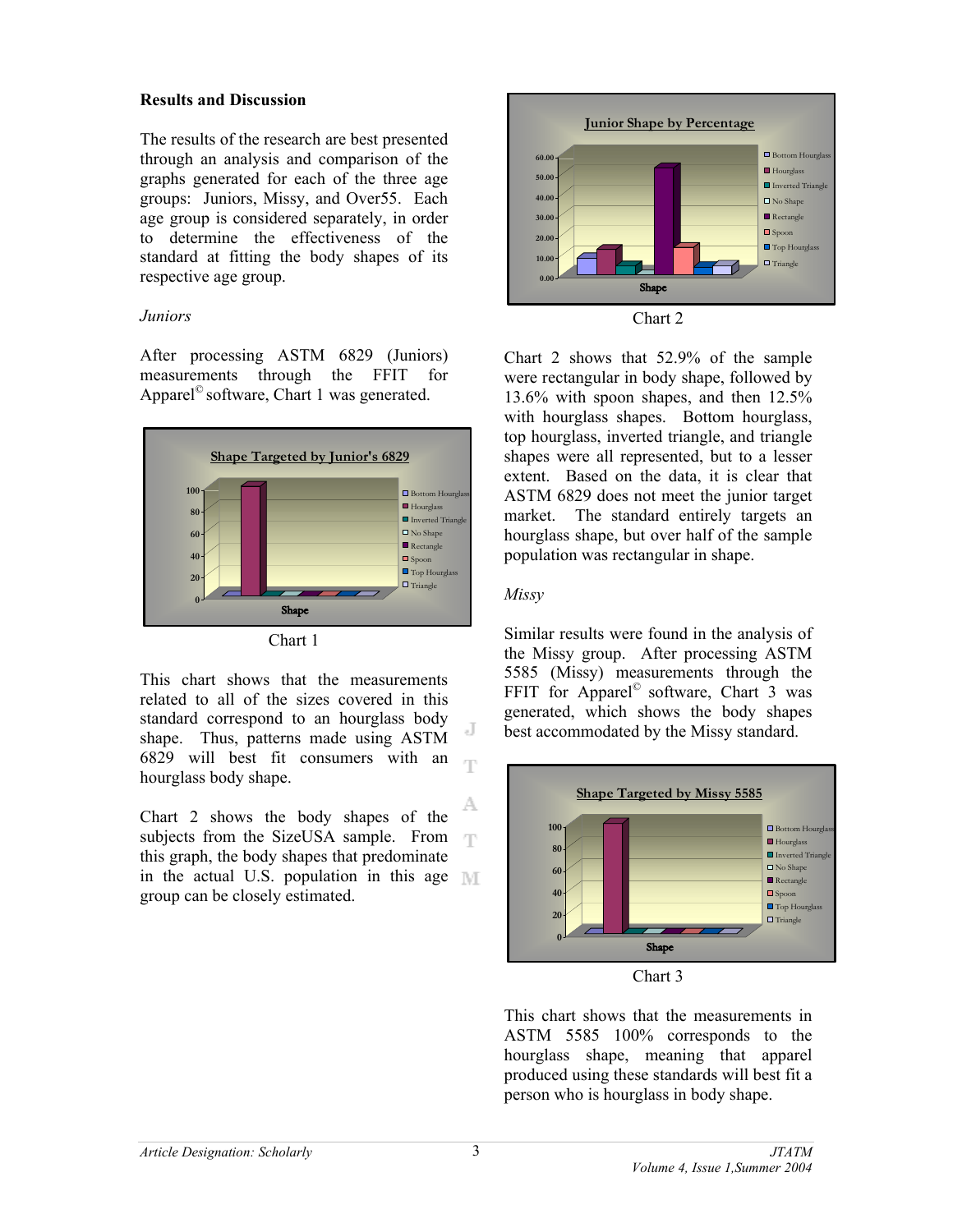## Results and Discussion

The results of the research are best presented through an analysis and comparison of the graphs generated for each of the three age groups: Juniors, Missy, and Over55. Each age group is considered separately, in order to determine the effectiveness of the standard at fitting the body shapes of its respective age group.

### *Juniors*

After processing ASTM 6829 (Juniors) measurements through the FFIT for Apparel© software, Chart 1 was generated.

Chart 1

This chart shows that the measurements related to all of the sizes covered in this standard correspond to an hourglass body shape. Thus, patterns made using ASTM 6829 will best fit consumers with an hourglass body shape.

Chart 2 shows the body shapes of the subjects from the SizeUSA sample. From this graph, the body shapes that predominate in the actual U.S. population in this age group can be closely estimated.

Chart 2

Chart 2 shows that 52.9% of the sample were rectangular in body shape, followed by 13.6% with spoon shapes, and then 12.5% with hourglass shapes. Bottom hourglass, top hourglass, inverted triangle, and triangle shapes were all represented, but to a lesser extent. Based on the data, it is clear that ASTM 6829 does not meet the junior target market. The standard entirely targets an hourglass shape, but over half of the sample population was rectangular in shape.

### *Missy*

Similar results were found in the analysis of the Missy group. After processing ASTM 5585 (Missy) measurements through the FFIT for Apparel© software, Chart 3 was generated, which shows the body shapes best accommodated by the Missy standard.

Chart 3

This chart shows that the measurements in ASTM 5585 100% corresponds to the hourglass shape, meaning that apparel produced using these standards will best fit a person who is hourglass in body shape.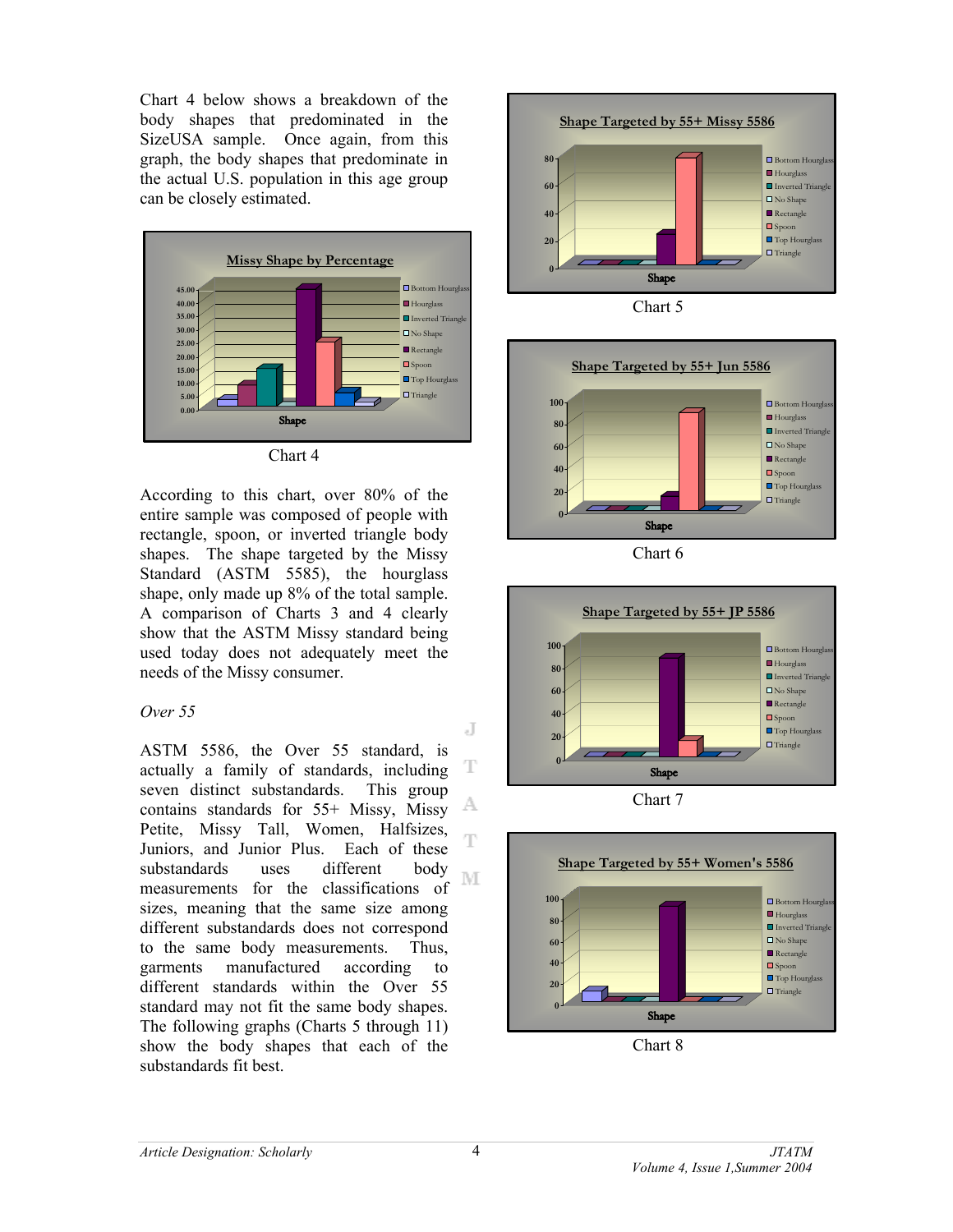Chart 4 below shows a breakdown of the body shapes that predominated in the SizeUSA sample. Once again, from this graph, the body shapes that predominate in the actual U.S. population in this age group can be closely estimated.

Chart 4

According to this chart, over 80% of the entire sample was composed of people with rectangle, spoon, or inverted triangle body shapes. The shape targeted by the Missy Standard (ASTM 5585), the hourglass shape, only made up 8% of the total sample. A comparison of Charts 3 and 4 clearly show that the ASTM Missy standard being used today does not adequately meet the needs of the Missy consumer.

*Over 55*

ASTM 5586, the Over 55 standard, is actually a family of standards, including seven distinct substandards. This group contains standards for 55+ Missy, Missy Petite, Missy Tall, Women, Halfsizes, Juniors, and Junior Plus. Each of these substandards uses different body measurements for the classifications of sizes, meaning that the same size among different substandards does not correspond to the same body measurements. Thus, garments manufactured according to different standards within the Over 55 standard may not fit the same body shapes. The following graphs (Charts 5 through 11) show the body shapes that each of the substandards fit best.

Chart 5

Chart 6

Chart 7

Chart 8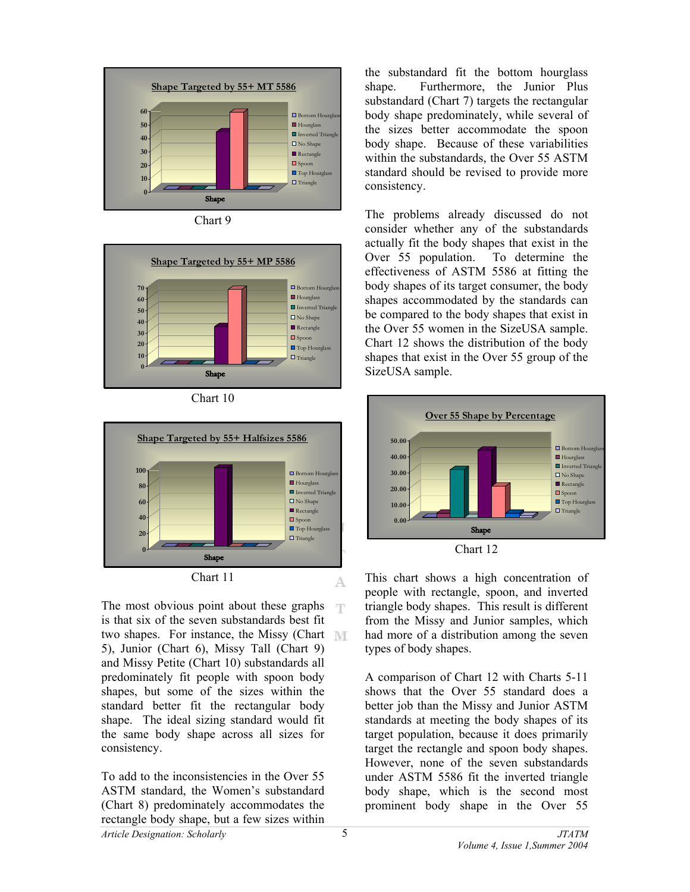Chart 9

Chart 10

Chart 11

The most obvious point about these graphs is that six of the seven substandards best fit two shapes. For instance, the Missy (Chart 5), Junior (Chart 6), Missy Tall (Chart 9) and Missy Petite (Chart 10) substandards all predominately fit people with spoon body shapes, but some of the sizes within the standard better fit the rectangular body shape. The ideal sizing standard would fit the same body shape across all sizes for consistency.

To add to the inconsistencies in the Over 55 ASTM standard, the Women's substandard (Chart 8) predominately accommodates the rectangle body shape, but a few sizes within the substandard fit the bottom hourglass shape. Furthermore, the Junior Plus substandard (Chart 7) targets the rectangular body shape predominately, while several of the sizes better accommodate the spoon body shape. Because of these variabilities within the substandards, the Over 55 ASTM standard should be revised to provide more consistency.

The problems already discussed do not consider whether any of the substandards actually fit the body shapes that exist in the Over 55 population. To determine the effectiveness of ASTM 5586 at fitting the body shapes of its target consumer, the body shapes accommodated by the standards can be compared to the body shapes that exist in the Over 55 women in the SizeUSA sample. Chart 12 shows the distribution of the body shapes that exist in the Over 55 group of the SizeUSA sample.

Chart 12

This chart shows a high concentration of people with rectangle, spoon, and inverted triangle body shapes. This result is different from the Missy and Junior samples, which had more of a distribution among the seven types of body shapes.

A comparison of Chart 12 with Charts 5-11 shows that the Over 55 standard does a better job than the Missy and Junior ASTM standards at meeting the body shapes of its target population, because it does primarily target the rectangle and spoon body shapes. However, none of the seven substandards under ASTM 5586 fit the inverted triangle body shape, which is the second most prominent body shape in the Over 55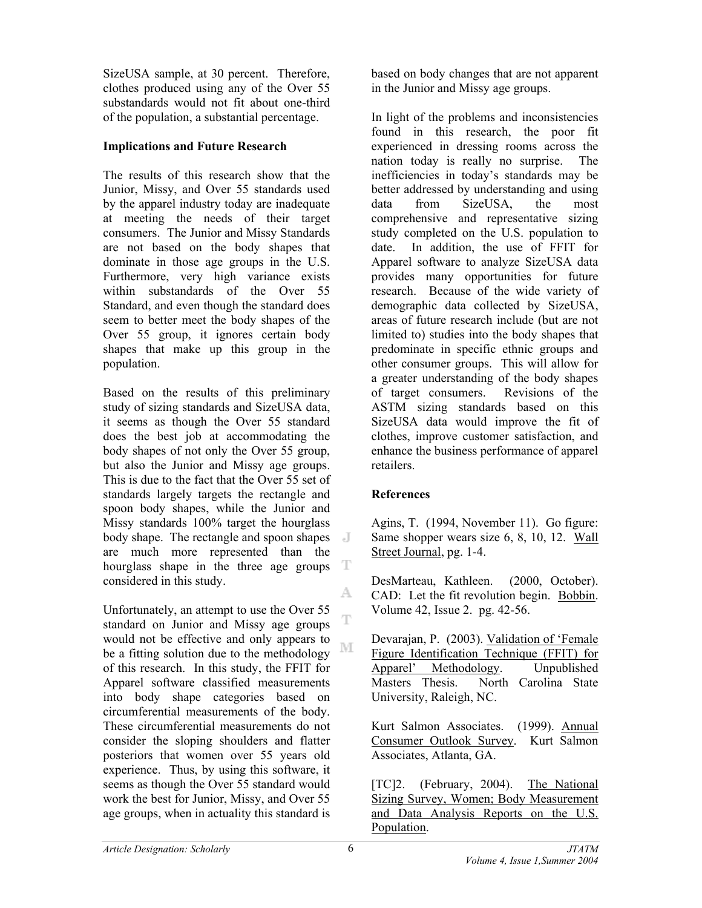SizeUSA sample, at 30 percent. Therefore, clothes produced using any of the Over 55 substandards would not fit about one-third of the population, a substantial percentage.

**Implications and Future Research**

The results of this research show that the Junior, Missy, and Over 55 standards used by the apparel industry today are inadequate at meeting the needs of their target consumers. The Junior and Missy Standards are not based on the body shapes that dominate in those age groups in the U.S. Furthermore, very high variance exists within substandards of the Over 55 Standard, and even though the standard does seem to better meet the body shapes of the Over 55 group, it ignores certain body shapes that make up this group in the population.

Based on the results of this preliminary study of sizing standards and SizeUSA data, it seems as though the Over 55 standard does the best job at accommodating the body shapes of not only the Over 55 group, but also the Junior and Missy age groups. This is due to the fact that the Over 55 set of standards largely targets the rectangle and spoon body shapes, while the Junior and Missy standards 100% target the hourglass body shape. The rectangle and spoon shapes are much more represented than the hourglass shape in the three age groups considered in this study.

Unfortunately, an attempt to use the Over 55 standard on Junior and Missy age groups would not be effective and only appears to be a fitting solution due to the methodology of this research. In this study, the FFIT for Apparel software classified measurements into body shape categories based on circumferential measurements of the body. These circumferential measurements do not consider the sloping shoulders and flatter posteriors that women over 55 years old experience. Thus, by using this software, it seems as though the Over 55 standard would work the best for Junior, Missy, and Over 55 age groups, when in actuality this standard is based on body changes that are not apparent in the Junior and Missy age groups.

In light of the problems and inconsistencies found in this research, the poor fit experienced in dressing rooms across the nation today is really no surprise. The inefficiencies in today's standards may be better addressed by understanding and using data from SizeUSA, the most comprehensive and representative sizing study completed on the U.S. population to date. In addition, the use of FFIT for Apparel software to analyze SizeUSA data provides many opportunities for future research. Because of the wide variety of demographic data collected by SizeUSA, areas of future research include (but are not limited to) studies into the body shapes that predominate in specific ethnic groups and other consumer groups. This will allow for a greater understanding of the body shapes of target consumers. Revisions of the ASTM sizing standards based on this SizeUSA data would improve the fit of clothes, improve customer satisfaction, and enhance the business performance of apparel retailers.

**References**

Agins, T. (1994, November 11). Go figure: Same shopper wears size 6, 8, 10, 12. Wall Street Journal, pg. 1-4.

DesMarteau, Kathleen. (2000, October). CAD: Let the fit revolution begin. Bobbin. Volume 42, Issue 2. pg. 42-56.

Devarajan, P. (2003). Validation of 'Female Figure Identification Technique (FFIT) for Apparel' Methodology. Unpublished Masters Thesis. North Carolina State University, Raleigh, NC.

Kurt Salmon Associates. (1999). Annual Consumer Outlook Survey. Kurt Salmon Associates, Atlanta, GA.

[TC]2. (February, 2004). The National Sizing Survey, Women; Body Measurement and Data Analysis Reports on the U.S. Population.